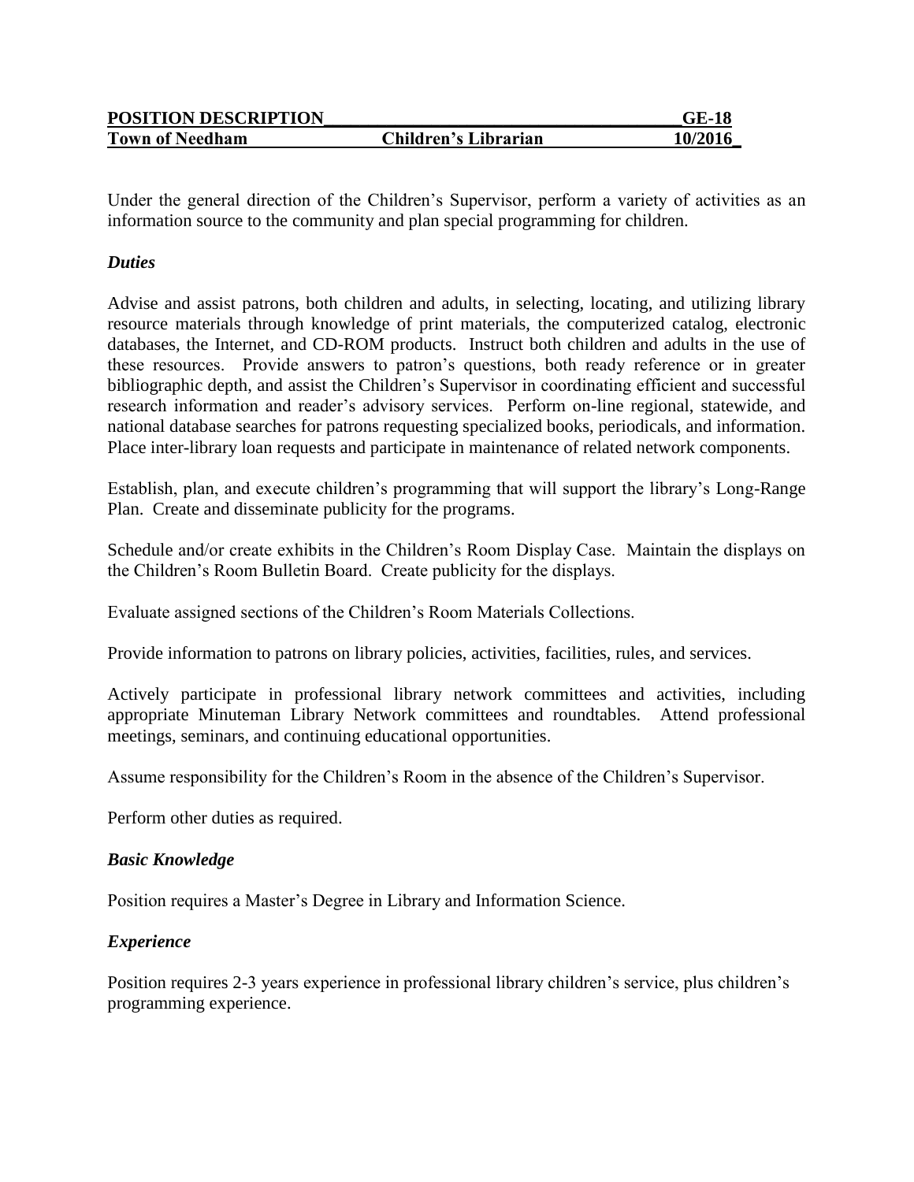| POSITION DESCRIPTION | | GE-18 |
| --- | --- | --- |
| Town of Needham | Children's Librarian | 10/2016 |

Under the general direction of the Children's Supervisor, perform a variety of activities as an information source to the community and plan special programming for children.

### *Duties*

Advise and assist patrons, both children and adults, in selecting, locating, and utilizing library resource materials through knowledge of print materials, the computerized catalog, electronic databases, the Internet, and CD-ROM products. Instruct both children and adults in the use of these resources. Provide answers to patron's questions, both ready reference or in greater bibliographic depth, and assist the Children's Supervisor in coordinating efficient and successful research information and reader's advisory services. Perform on-line regional, statewide, and national database searches for patrons requesting specialized books, periodicals, and information. Place inter-library loan requests and participate in maintenance of related network components.

Establish, plan, and execute children's programming that will support the library's Long-Range Plan. Create and disseminate publicity for the programs.

Schedule and/or create exhibits in the Children's Room Display Case. Maintain the displays on the Children's Room Bulletin Board. Create publicity for the displays.

Evaluate assigned sections of the Children's Room Materials Collections.

Provide information to patrons on library policies, activities, facilities, rules, and services.

Actively participate in professional library network committees and activities, including appropriate Minuteman Library Network committees and roundtables. Attend professional meetings, seminars, and continuing educational opportunities.

Assume responsibility for the Children's Room in the absence of the Children's Supervisor.

Perform other duties as required.

### *Basic Knowledge*

Position requires a Master's Degree in Library and Information Science.

### *Experience*

Position requires 2-3 years experience in professional library children's service, plus children's programming experience.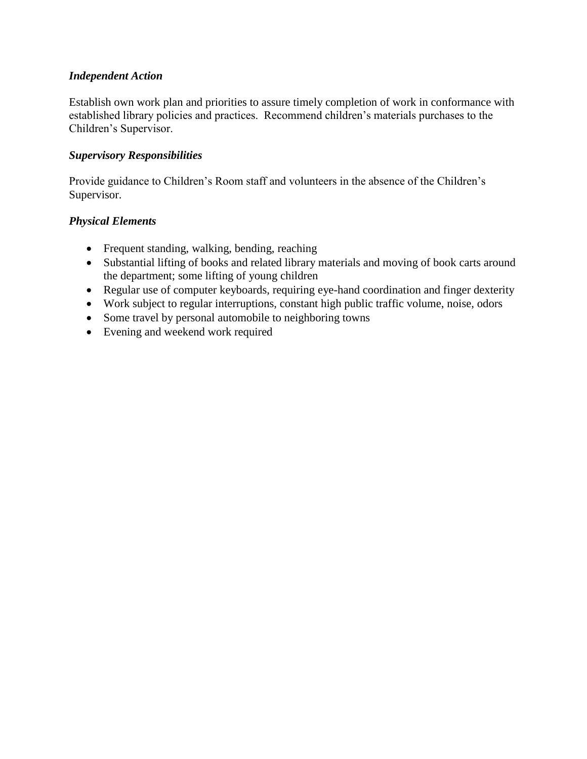***Independent Action***

Establish own work plan and priorities to assure timely completion of work in conformance with established library policies and practices. Recommend children's materials purchases to the Children's Supervisor.

***Supervisory Responsibilities***

Provide guidance to Children's Room staff and volunteers in the absence of the Children's Supervisor.

***Physical Elements***

- Frequent standing, walking, bending, reaching
- Substantial lifting of books and related library materials and moving of book carts around the department; some lifting of young children
- Regular use of computer keyboards, requiring eye-hand coordination and finger dexterity
- Work subject to regular interruptions, constant high public traffic volume, noise, odors
- Some travel by personal automobile to neighboring towns
- Evening and weekend work required